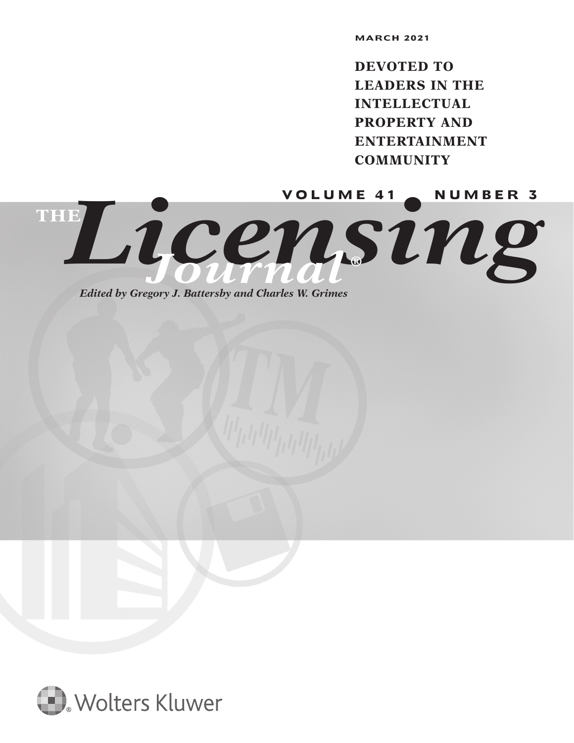**MARCH 2021**

**DEVOTED TO LEADERS IN THE INTELLECTUAL PROPERTY AND ENTERTAINMENT COMMUNITY**

**VOLUME 41 • NUMBER 3**

# THE *Licensing Journal*®

*Edited by Gregory J. Battersby and Charles W. Grimes*

Wolters Kluwer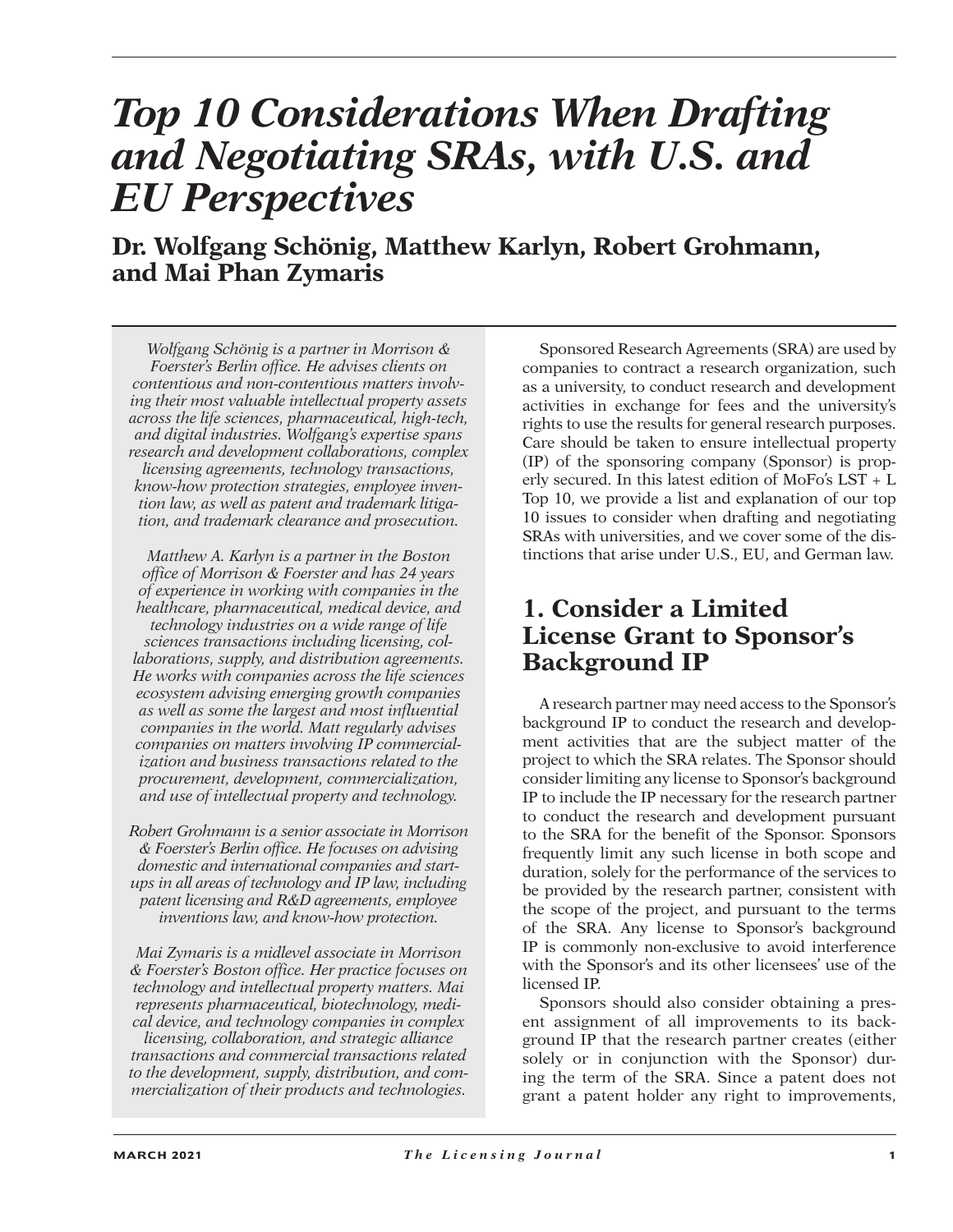# Top 10 Considerations When Drafting and Negotiating SRAs, with U.S. and EU Perspectives

## Dr. Wolfgang Schönig, Matthew Karlyn, Robert Grohmann, and Mai Phan Zymaris

*Wolfgang Schönig is a partner in Morrison & Foerster's Berlin office. He advises clients on contentious and non-contentious matters involving their most valuable intellectual property assets across the life sciences, pharmaceutical, high-tech, and digital industries. Wolfgang's expertise spans research and development collaborations, complex licensing agreements, technology transactions, know-how protection strategies, employee invention law, as well as patent and trademark litigation, and trademark clearance and prosecution.*

*Matthew A. Karlyn is a partner in the Boston office of Morrison & Foerster and has 24 years of experience in working with companies in the healthcare, pharmaceutical, medical device, and technology industries on a wide range of life sciences transactions including licensing, collaborations, supply, and distribution agreements. He works with companies across the life sciences ecosystem advising emerging growth companies as well as some the largest and most influential companies in the world. Matt regularly advises companies on matters involving IP commercialization and business transactions related to the procurement, development, commercialization, and use of intellectual property and technology.*

*Robert Grohmann is a senior associate in Morrison & Foerster's Berlin office. He focuses on advising domestic and international companies and startups in all areas of technology and IP law, including patent licensing and R&D agreements, employee inventions law, and know-how protection.*

*Mai Zymaris is a midlevel associate in Morrison & Foerster's Boston office. Her practice focuses on technology and intellectual property matters. Mai represents pharmaceutical, biotechnology, medical device, and technology companies in complex licensing, collaboration, and strategic alliance transactions and commercial transactions related to the development, supply, distribution, and commercialization of their products and technologies.*

Sponsored Research Agreements (SRA) are used by companies to contract a research organization, such as a university, to conduct research and development activities in exchange for fees and the university's rights to use the results for general research purposes. Care should be taken to ensure intellectual property (IP) of the sponsoring company (Sponsor) is properly secured. In this latest edition of MoFo's LST + L Top 10, we provide a list and explanation of our top 10 issues to consider when drafting and negotiating SRAs with universities, and we cover some of the distinctions that arise under U.S., EU, and German law.

## 1. Consider a Limited License Grant to Sponsor's Background IP

A research partner may need access to the Sponsor's background IP to conduct the research and development activities that are the subject matter of the project to which the SRA relates. The Sponsor should consider limiting any license to Sponsor's background IP to include the IP necessary for the research partner to conduct the research and development pursuant to the SRA for the benefit of the Sponsor. Sponsors frequently limit any such license in both scope and duration, solely for the performance of the services to be provided by the research partner, consistent with the scope of the project, and pursuant to the terms of the SRA. Any license to Sponsor's background IP is commonly non-exclusive to avoid interference with the Sponsor's and its other licensees' use of the licensed IP.

Sponsors should also consider obtaining a present assignment of all improvements to its background IP that the research partner creates (either solely or in conjunction with the Sponsor) during the term of the SRA. Since a patent does not grant a patent holder any right to improvements,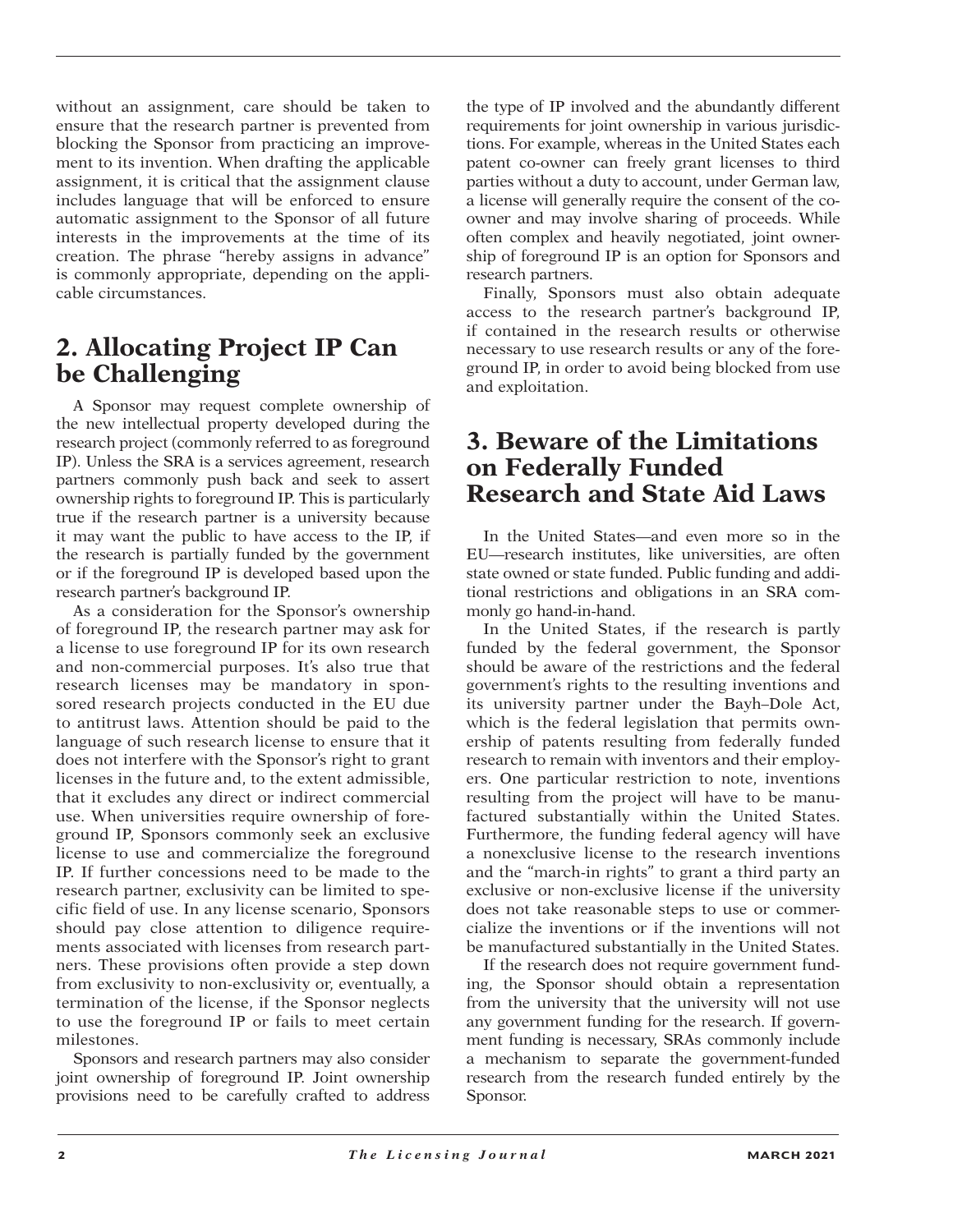without an assignment, care should be taken to ensure that the research partner is prevented from blocking the Sponsor from practicing an improvement to its invention. When drafting the applicable assignment, it is critical that the assignment clause includes language that will be enforced to ensure automatic assignment to the Sponsor of all future interests in the improvements at the time of its creation. The phrase "hereby assigns in advance" is commonly appropriate, depending on the applicable circumstances.

## 2. Allocating Project IP Can be Challenging

A Sponsor may request complete ownership of the new intellectual property developed during the research project (commonly referred to as foreground IP). Unless the SRA is a services agreement, research partners commonly push back and seek to assert ownership rights to foreground IP. This is particularly true if the research partner is a university because it may want the public to have access to the IP, if the research is partially funded by the government or if the foreground IP is developed based upon the research partner's background IP.

As a consideration for the Sponsor's ownership of foreground IP, the research partner may ask for a license to use foreground IP for its own research and non-commercial purposes. It's also true that research licenses may be mandatory in sponsored research projects conducted in the EU due to antitrust laws. Attention should be paid to the language of such research license to ensure that it does not interfere with the Sponsor's right to grant licenses in the future and, to the extent admissible, that it excludes any direct or indirect commercial use. When universities require ownership of foreground IP, Sponsors commonly seek an exclusive license to use and commercialize the foreground IP. If further concessions need to be made to the research partner, exclusivity can be limited to specific field of use. In any license scenario, Sponsors should pay close attention to diligence requirements associated with licenses from research partners. These provisions often provide a step down from exclusivity to non-exclusivity or, eventually, a termination of the license, if the Sponsor neglects to use the foreground IP or fails to meet certain milestones.

Sponsors and research partners may also consider joint ownership of foreground IP. Joint ownership provisions need to be carefully crafted to address the type of IP involved and the abundantly different requirements for joint ownership in various jurisdictions. For example, whereas in the United States each patent co-owner can freely grant licenses to third parties without a duty to account, under German law, a license will generally require the consent of the co-owner and may involve sharing of proceeds. While often complex and heavily negotiated, joint ownership of foreground IP is an option for Sponsors and research partners.

Finally, Sponsors must also obtain adequate access to the research partner's background IP, if contained in the research results or otherwise necessary to use research results or any of the foreground IP, in order to avoid being blocked from use and exploitation.

## 3. Beware of the Limitations on Federally Funded Research and State Aid Laws

In the United States—and even more so in the EU—research institutes, like universities, are often state owned or state funded. Public funding and additional restrictions and obligations in an SRA commonly go hand-in-hand.

In the United States, if the research is partly funded by the federal government, the Sponsor should be aware of the restrictions and the federal government's rights to the resulting inventions and its university partner under the Bayh–Dole Act, which is the federal legislation that permits ownership of patents resulting from federally funded research to remain with inventors and their employers. One particular restriction to note, inventions resulting from the project will have to be manufactured substantially within the United States. Furthermore, the funding federal agency will have a nonexclusive license to the research inventions and the "march-in rights" to grant a third party an exclusive or non-exclusive license if the university does not take reasonable steps to use or commercialize the inventions or if the inventions will not be manufactured substantially in the United States.

If the research does not require government funding, the Sponsor should obtain a representation from the university that the university will not use any government funding for the research. If government funding is necessary, SRAs commonly include a mechanism to separate the government-funded research from the research funded entirely by the Sponsor.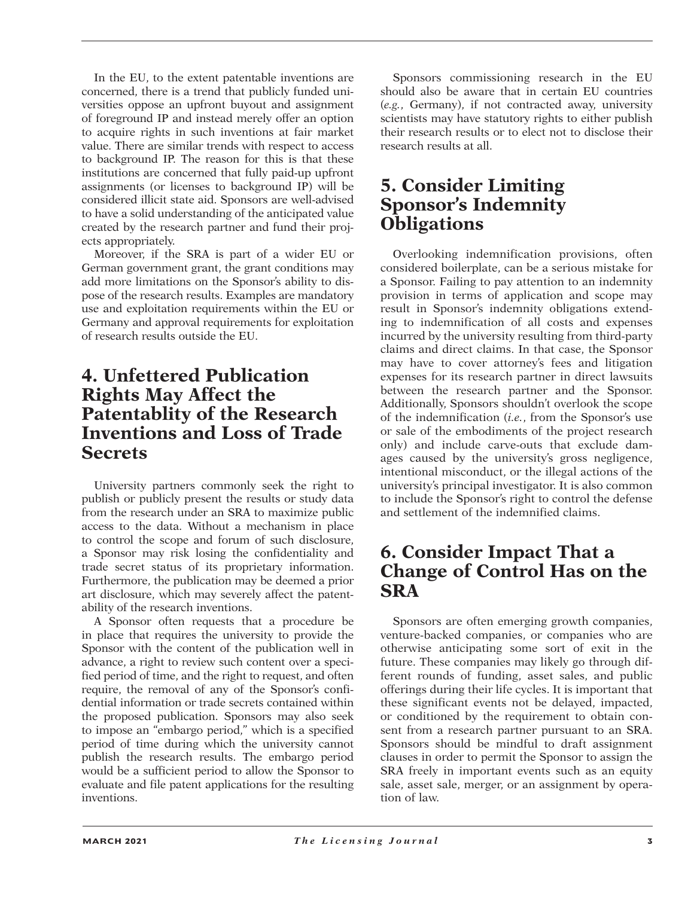In the EU, to the extent patentable inventions are concerned, there is a trend that publicly funded universities oppose an upfront buyout and assignment of foreground IP and instead merely offer an option to acquire rights in such inventions at fair market value. There are similar trends with respect to access to background IP. The reason for this is that these institutions are concerned that fully paid-up upfront assignments (or licenses to background IP) will be considered illicit state aid. Sponsors are well-advised to have a solid understanding of the anticipated value created by the research partner and fund their projects appropriately.

Moreover, if the SRA is part of a wider EU or German government grant, the grant conditions may add more limitations on the Sponsor's ability to dispose of the research results. Examples are mandatory use and exploitation requirements within the EU or Germany and approval requirements for exploitation of research results outside the EU.

## 4. Unfettered Publication Rights May Affect the Patentablity of the Research Inventions and Loss of Trade Secrets

University partners commonly seek the right to publish or publicly present the results or study data from the research under an SRA to maximize public access to the data. Without a mechanism in place to control the scope and forum of such disclosure, a Sponsor may risk losing the confidentiality and trade secret status of its proprietary information. Furthermore, the publication may be deemed a prior art disclosure, which may severely affect the patentability of the research inventions.

A Sponsor often requests that a procedure be in place that requires the university to provide the Sponsor with the content of the publication well in advance, a right to review such content over a specified period of time, and the right to request, and often require, the removal of any of the Sponsor's confidential information or trade secrets contained within the proposed publication. Sponsors may also seek to impose an "embargo period," which is a specified period of time during which the university cannot publish the research results. The embargo period would be a sufficient period to allow the Sponsor to evaluate and file patent applications for the resulting inventions.

Sponsors commissioning research in the EU should also be aware that in certain EU countries (*e.g.*, Germany), if not contracted away, university scientists may have statutory rights to either publish their research results or to elect not to disclose their research results at all.

## 5. Consider Limiting Sponsor's Indemnity Obligations

Overlooking indemnification provisions, often considered boilerplate, can be a serious mistake for a Sponsor. Failing to pay attention to an indemnity provision in terms of application and scope may result in Sponsor's indemnity obligations extending to indemnification of all costs and expenses incurred by the university resulting from third-party claims and direct claims. In that case, the Sponsor may have to cover attorney's fees and litigation expenses for its research partner in direct lawsuits between the research partner and the Sponsor. Additionally, Sponsors shouldn't overlook the scope of the indemnification (*i.e.*, from the Sponsor's use or sale of the embodiments of the project research only) and include carve-outs that exclude damages caused by the university's gross negligence, intentional misconduct, or the illegal actions of the university's principal investigator. It is also common to include the Sponsor's right to control the defense and settlement of the indemnified claims.

## 6. Consider Impact That a Change of Control Has on the SRA

Sponsors are often emerging growth companies, venture-backed companies, or companies who are otherwise anticipating some sort of exit in the future. These companies may likely go through different rounds of funding, asset sales, and public offerings during their life cycles. It is important that these significant events not be delayed, impacted, or conditioned by the requirement to obtain consent from a research partner pursuant to an SRA. Sponsors should be mindful to draft assignment clauses in order to permit the Sponsor to assign the SRA freely in important events such as an equity sale, asset sale, merger, or an assignment by operation of law.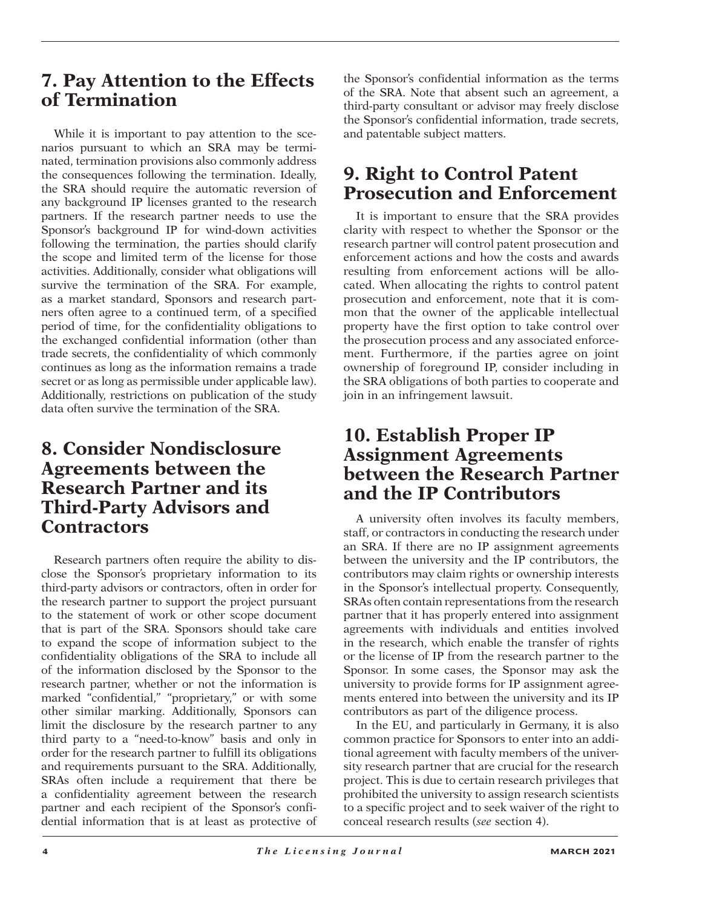## 7. Pay Attention to the Effects of Termination

While it is important to pay attention to the scenarios pursuant to which an SRA may be terminated, termination provisions also commonly address the consequences following the termination. Ideally, the SRA should require the automatic reversion of any background IP licenses granted to the research partners. If the research partner needs to use the Sponsor's background IP for wind-down activities following the termination, the parties should clarify the scope and limited term of the license for those activities. Additionally, consider what obligations will survive the termination of the SRA. For example, as a market standard, Sponsors and research partners often agree to a continued term, of a specified period of time, for the confidentiality obligations to the exchanged confidential information (other than trade secrets, the confidentiality of which commonly continues as long as the information remains a trade secret or as long as permissible under applicable law). Additionally, restrictions on publication of the study data often survive the termination of the SRA.

## 8. Consider Nondisclosure Agreements between the Research Partner and its Third-Party Advisors and Contractors

Research partners often require the ability to disclose the Sponsor's proprietary information to its third-party advisors or contractors, often in order for the research partner to support the project pursuant to the statement of work or other scope document that is part of the SRA. Sponsors should take care to expand the scope of information subject to the confidentiality obligations of the SRA to include all of the information disclosed by the Sponsor to the research partner, whether or not the information is marked "confidential," "proprietary," or with some other similar marking. Additionally, Sponsors can limit the disclosure by the research partner to any third party to a "need-to-know" basis and only in order for the research partner to fulfill its obligations and requirements pursuant to the SRA. Additionally, SRAs often include a requirement that there be a confidentiality agreement between the research partner and each recipient of the Sponsor's confidential information that is at least as protective of the Sponsor's confidential information as the terms of the SRA. Note that absent such an agreement, a third-party consultant or advisor may freely disclose the Sponsor's confidential information, trade secrets, and patentable subject matters.

## 9. Right to Control Patent Prosecution and Enforcement

It is important to ensure that the SRA provides clarity with respect to whether the Sponsor or the research partner will control patent prosecution and enforcement actions and how the costs and awards resulting from enforcement actions will be allocated. When allocating the rights to control patent prosecution and enforcement, note that it is common that the owner of the applicable intellectual property have the first option to take control over the prosecution process and any associated enforcement. Furthermore, if the parties agree on joint ownership of foreground IP, consider including in the SRA obligations of both parties to cooperate and join in an infringement lawsuit.

## 10. Establish Proper IP Assignment Agreements between the Research Partner and the IP Contributors

A university often involves its faculty members, staff, or contractors in conducting the research under an SRA. If there are no IP assignment agreements between the university and the IP contributors, the contributors may claim rights or ownership interests in the Sponsor's intellectual property. Consequently, SRAs often contain representations from the research partner that it has properly entered into assignment agreements with individuals and entities involved in the research, which enable the transfer of rights or the license of IP from the research partner to the Sponsor. In some cases, the Sponsor may ask the university to provide forms for IP assignment agreements entered into between the university and its IP contributors as part of the diligence process.

In the EU, and particularly in Germany, it is also common practice for Sponsors to enter into an additional agreement with faculty members of the university research partner that are crucial for the research project. This is due to certain research privileges that prohibited the university to assign research scientists to a specific project and to seek waiver of the right to conceal research results (*see* section 4).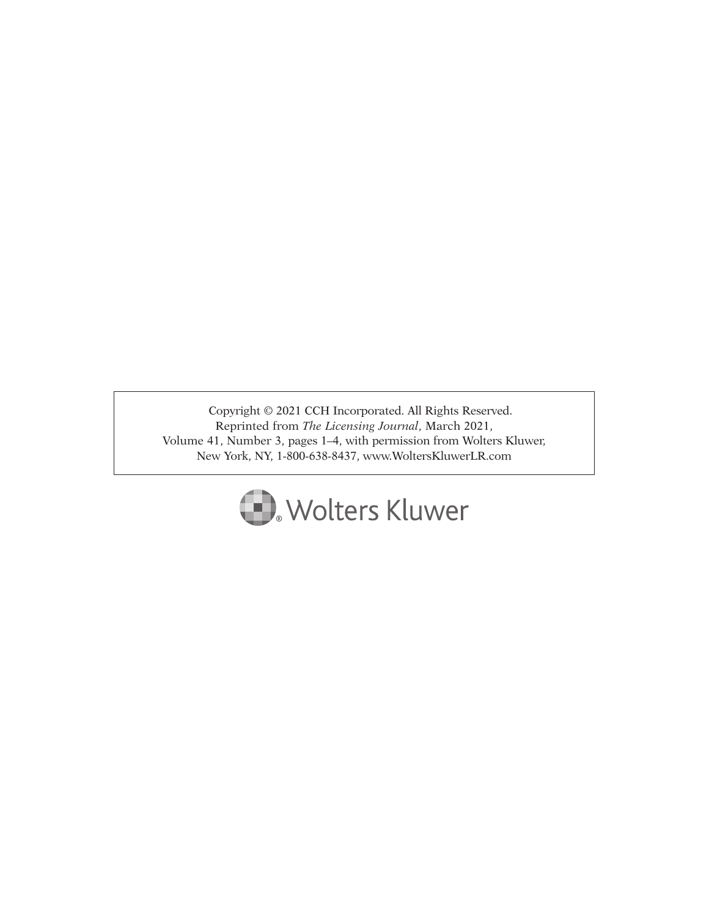Copyright © 2021 CCH Incorporated. All Rights Reserved.
Reprinted from *The Licensing Journal*, March 2021,
Volume 41, Number 3, pages 1–4, with permission from Wolters Kluwer,
New York, NY, 1-800-638-8437, www.WoltersKluwerLR.com

Wolters Kluwer